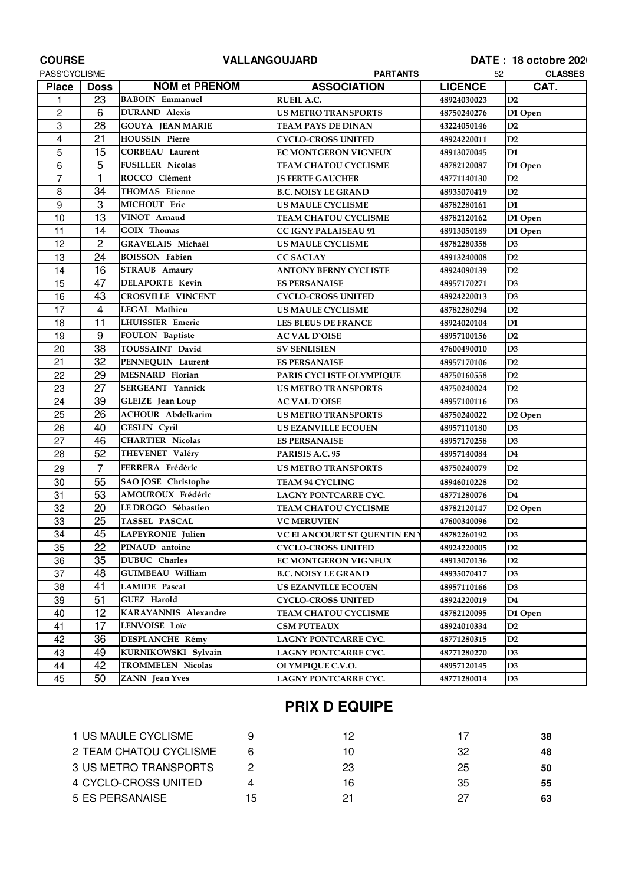**COURSE** **VALLANGOUJARD** **DATE : 18 octobre 2020**

PASS'CYCLISME **PARTANTS** 52 **CLASSES**

| Place | Doss | NOM et PRENOM | ASSOCIATION | LICENCE | CAT. |
|---|---|---|---|---|---|
| 1 | 23 | BABOIN Emmanuel | RUEIL A.C. | 48924030023 | D2 |
| 2 | 6 | DURAND Alexis | US METRO TRANSPORTS | 48750240276 | D1 Open |
| 3 | 28 | GOUYA JEAN MARIE | TEAM PAYS DE DINAN | 43224050146 | D2 |
| 4 | 21 | HOUSSIN Pierre | CYCLO-CROSS UNITED | 48924220011 | D2 |
| 5 | 15 | CORBEAU Laurent | EC MONTGERON VIGNEUX | 48913070045 | D1 |
| 6 | 5 | FUSILLER Nicolas | TEAM CHATOU CYCLISME | 48782120087 | D1 Open |
| 7 | 1 | ROCCO Clément | JS FERTE GAUCHER | 48771140130 | D2 |
| 8 | 34 | THOMAS Etienne | B.C. NOISY LE GRAND | 48935070419 | D2 |
| 9 | 3 | MICHOUT Eric | US MAULE CYCLISME | 48782280161 | D1 |
| 10 | 13 | VINOT Arnaud | TEAM CHATOU CYCLISME | 48782120162 | D1 Open |
| 11 | 14 | GOIX Thomas | CC IGNY PALAISEAU 91 | 48913050189 | D1 Open |
| 12 | 2 | GRAVELAIS Michaël | US MAULE CYCLISME | 48782280358 | D3 |
| 13 | 24 | BOISSON Fabien | CC SACLAY | 48913240008 | D2 |
| 14 | 16 | STRAUB Amaury | ANTONY BERNY CYCLISTE | 48924090139 | D2 |
| 15 | 47 | DELAPORTE Kevin | ES PERSANAISE | 48957170271 | D3 |
| 16 | 43 | CROSVILLE VINCENT | CYCLO-CROSS UNITED | 48924220013 | D3 |
| 17 | 4 | LEGAL Mathieu | US MAULE CYCLISME | 48782280294 | D2 |
| 18 | 11 | LHUISSIER Emeric | LES BLEUS DE FRANCE | 48924020104 | D1 |
| 19 | 9 | FOULON Baptiste | AC VAL D`OISE | 48957100156 | D2 |
| 20 | 38 | TOUSSAINT David | SV SENLISIEN | 47600490010 | D3 |
| 21 | 32 | PENNEQUIN Laurent | ES PERSANAISE | 48957170106 | D2 |
| 22 | 29 | MESNARD Florian | PARIS CYCLISTE OLYMPIQUE | 48750160558 | D2 |
| 23 | 27 | SERGEANT Yannick | US METRO TRANSPORTS | 48750240024 | D2 |
| 24 | 39 | GLEIZE Jean Loup | AC VAL D`OISE | 48957100116 | D3 |
| 25 | 26 | ACHOUR Abdelkarim | US METRO TRANSPORTS | 48750240022 | D2 Open |
| 26 | 40 | GESLIN Cyril | US EZANVILLE ECOUEN | 48957110180 | D3 |
| 27 | 46 | CHARTIER Nicolas | ES PERSANAISE | 48957170258 | D3 |
| 28 | 52 | THEVENET Valéry | PARISIS A.C. 95 | 48957140084 | D4 |
| 29 | 7 | FERRERA Frédéric | US METRO TRANSPORTS | 48750240079 | D2 |
| 30 | 55 | SAO JOSE Christophe | TEAM 94 CYCLING | 48946010228 | D2 |
| 31 | 53 | AMOUROUX Frédéric | LAGNY PONTCARRE CYC. | 48771280076 | D4 |
| 32 | 20 | LE DROGO Sébastien | TEAM CHATOU CYCLISME | 48782120147 | D2 Open |
| 33 | 25 | TASSEL PASCAL | VC MERUVIEN | 47600340096 | D2 |
| 34 | 45 | LAPEYRONIE Julien | VC ELANCOURT ST QUENTIN EN Y | 48782260192 | D3 |
| 35 | 22 | PINAUD antoine | CYCLO-CROSS UNITED | 48924220005 | D2 |
| 36 | 35 | DUBUC Charles | EC MONTGERON VIGNEUX | 48913070136 | D2 |
| 37 | 48 | GUIMBEAU William | B.C. NOISY LE GRAND | 48935070417 | D3 |
| 38 | 41 | LAMIDE Pascal | US EZANVILLE ECOUEN | 48957110166 | D3 |
| 39 | 51 | GUEZ Harold | CYCLO-CROSS UNITED | 48924220019 | D4 |
| 40 | 12 | KARAYANNIS Alexandre | TEAM CHATOU CYCLISME | 48782120095 | D1 Open |
| 41 | 17 | LENVOISE Loïc | CSM PUTEAUX | 48924010334 | D2 |
| 42 | 36 | DESPLANCHE Rémy | LAGNY PONTCARRE CYC. | 48771280315 | D2 |
| 43 | 49 | KURNIKOWSKI Sylvain | LAGNY PONTCARRE CYC. | 48771280270 | D3 |
| 44 | 42 | TROMMELEN Nicolas | OLYMPIQUE C.V.O. | 48957120145 | D3 |
| 45 | 50 | ZANN Jean Yves | LAGNY PONTCARRE CYC. | 48771280014 | D3 |

## PRIX D EQUIPE

| | | | | | |
|---|---|---|---|---|---|
| 1 | US MAULE CYCLISME | 9 | 12 | 17 | **38** |
| 2 | TEAM CHATOU CYCLISME | 6 | 10 | 32 | **48** |
| 3 | US METRO TRANSPORTS | 2 | 23 | 25 | **50** |
| 4 | CYCLO-CROSS UNITED | 4 | 16 | 35 | **55** |
| 5 | ES PERSANAISE | 15 | 21 | 27 | **63** |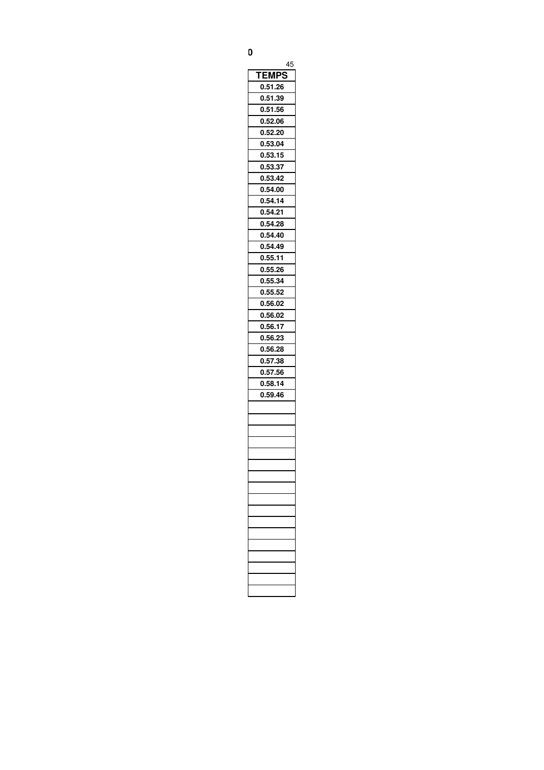0

45

| TEMPS |
|---|
| 0.51.26 |
| 0.51.39 |
| 0.51.56 |
| 0.52.06 |
| 0.52.20 |
| 0.53.04 |
| 0.53.15 |
| 0.53.37 |
| 0.53.42 |
| 0.54.00 |
| 0.54.14 |
| 0.54.21 |
| 0.54.28 |
| 0.54.40 |
| 0.54.49 |
| 0.55.11 |
| 0.55.26 |
| 0.55.34 |
| 0.55.52 |
| 0.56.02 |
| 0.56.02 |
| 0.56.17 |
| 0.56.23 |
| 0.56.28 |
| 0.57.38 |
| 0.57.56 |
| 0.58.14 |
| 0.59.46 |
| |
| |
| |
| |
| |
| |
| |
| |
| |
| |
| |
| |
| |
| |
| |
| |
| |